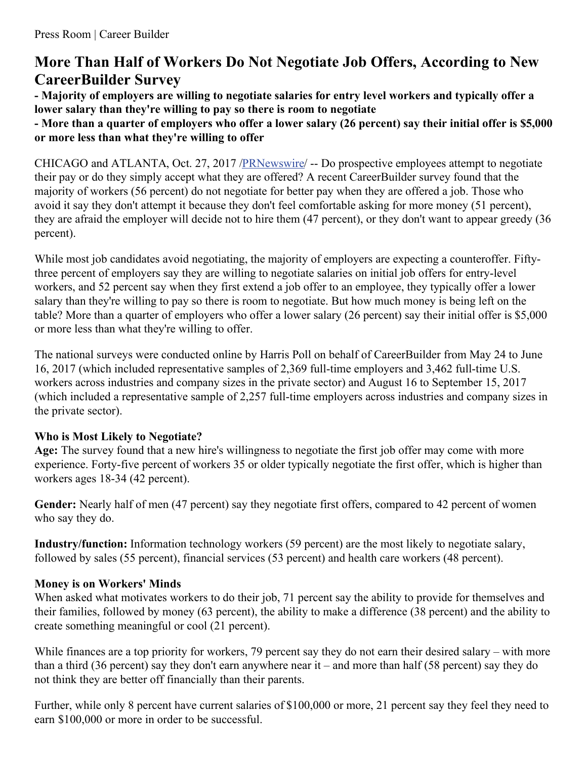Press Room | Career Builder

# More Than Half of Workers Do Not Negotiate Job Offers, According to New CareerBuilder Survey

**- Majority of employers are willing to negotiate salaries for entry level workers and typically offer a lower salary than they're willing to pay so there is room to negotiate**

**- More than a quarter of employers who offer a lower salary (26 percent) say their initial offer is $5,000 or more less than what they're willing to offer**

CHICAGO and ATLANTA, Oct. 27, 2017 /PRNewswire/ -- Do prospective employees attempt to negotiate their pay or do they simply accept what they are offered? A recent CareerBuilder survey found that the majority of workers (56 percent) do not negotiate for better pay when they are offered a job. Those who avoid it say they don't attempt it because they don't feel comfortable asking for more money (51 percent), they are afraid the employer will decide not to hire them (47 percent), or they don't want to appear greedy (36 percent).

While most job candidates avoid negotiating, the majority of employers are expecting a counteroffer. Fifty-three percent of employers say they are willing to negotiate salaries on initial job offers for entry-level workers, and 52 percent say when they first extend a job offer to an employee, they typically offer a lower salary than they're willing to pay so there is room to negotiate. But how much money is being left on the table? More than a quarter of employers who offer a lower salary (26 percent) say their initial offer is $5,000 or more less than what they're willing to offer.

The national surveys were conducted online by Harris Poll on behalf of CareerBuilder from May 24 to June 16, 2017 (which included representative samples of 2,369 full-time employers and 3,462 full-time U.S. workers across industries and company sizes in the private sector) and August 16 to September 15, 2017 (which included a representative sample of 2,257 full-time employers across industries and company sizes in the private sector).

### Who is Most Likely to Negotiate?

**Age:** The survey found that a new hire's willingness to negotiate the first job offer may come with more experience. Forty-five percent of workers 35 or older typically negotiate the first offer, which is higher than workers ages 18-34 (42 percent).

**Gender:** Nearly half of men (47 percent) say they negotiate first offers, compared to 42 percent of women who say they do.

**Industry/function:** Information technology workers (59 percent) are the most likely to negotiate salary, followed by sales (55 percent), financial services (53 percent) and health care workers (48 percent).

### Money is on Workers' Minds

When asked what motivates workers to do their job, 71 percent say the ability to provide for themselves and their families, followed by money (63 percent), the ability to make a difference (38 percent) and the ability to create something meaningful or cool (21 percent).

While finances are a top priority for workers, 79 percent say they do not earn their desired salary – with more than a third (36 percent) say they don't earn anywhere near it – and more than half (58 percent) say they do not think they are better off financially than their parents.

Further, while only 8 percent have current salaries of $100,000 or more, 21 percent say they feel they need to earn $100,000 or more in order to be successful.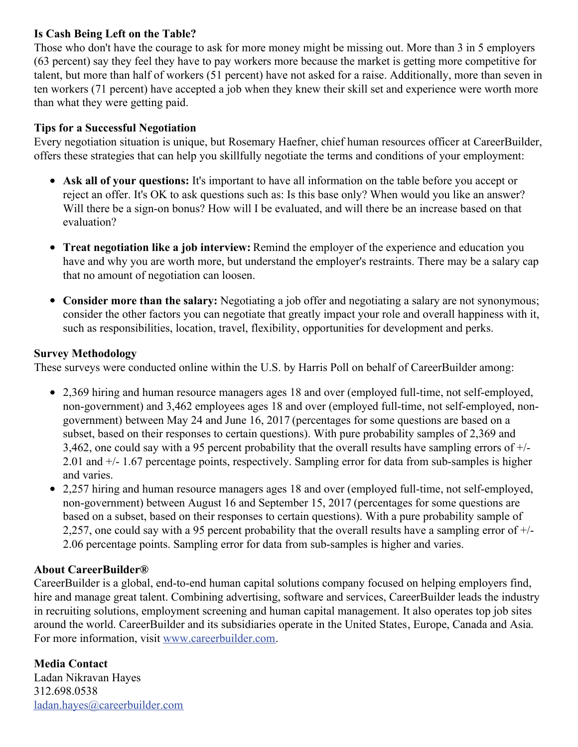**Is Cash Being Left on the Table?**

Those who don't have the courage to ask for more money might be missing out. More than 3 in 5 employers (63 percent) say they feel they have to pay workers more because the market is getting more competitive for talent, but more than half of workers (51 percent) have not asked for a raise. Additionally, more than seven in ten workers (71 percent) have accepted a job when they knew their skill set and experience were worth more than what they were getting paid.

**Tips for a Successful Negotiation**

Every negotiation situation is unique, but Rosemary Haefner, chief human resources officer at CareerBuilder, offers these strategies that can help you skillfully negotiate the terms and conditions of your employment:

- **Ask all of your questions:** It's important to have all information on the table before you accept or reject an offer. It's OK to ask questions such as: Is this base only? When would you like an answer? Will there be a sign-on bonus? How will I be evaluated, and will there be an increase based on that evaluation?
- **Treat negotiation like a job interview:** Remind the employer of the experience and education you have and why you are worth more, but understand the employer's restraints. There may be a salary cap that no amount of negotiation can loosen.
- **Consider more than the salary:** Negotiating a job offer and negotiating a salary are not synonymous; consider the other factors you can negotiate that greatly impact your role and overall happiness with it, such as responsibilities, location, travel, flexibility, opportunities for development and perks.

**Survey Methodology**

These surveys were conducted online within the U.S. by Harris Poll on behalf of CareerBuilder among:

- 2,369 hiring and human resource managers ages 18 and over (employed full-time, not self-employed, non-government) and 3,462 employees ages 18 and over (employed full-time, not self-employed, non-government) between May 24 and June 16, 2017 (percentages for some questions are based on a subset, based on their responses to certain questions). With pure probability samples of 2,369 and 3,462, one could say with a 95 percent probability that the overall results have sampling errors of +/- 2.01 and +/- 1.67 percentage points, respectively. Sampling error for data from sub-samples is higher and varies.
- 2,257 hiring and human resource managers ages 18 and over (employed full-time, not self-employed, non-government) between August 16 and September 15, 2017 (percentages for some questions are based on a subset, based on their responses to certain questions). With a pure probability sample of 2,257, one could say with a 95 percent probability that the overall results have a sampling error of +/- 2.06 percentage points. Sampling error for data from sub-samples is higher and varies.

**About CareerBuilder®**

CareerBuilder is a global, end-to-end human capital solutions company focused on helping employers find, hire and manage great talent. Combining advertising, software and services, CareerBuilder leads the industry in recruiting solutions, employment screening and human capital management. It also operates top job sites around the world. CareerBuilder and its subsidiaries operate in the United States, Europe, Canada and Asia. For more information, visit [www.careerbuilder.com](http://www.careerbuilder.com).

**Media Contact**

Ladan Nikravan Hayes
312.698.0538
[ladan.hayes@careerbuilder.com](mailto:ladan.hayes@careerbuilder.com)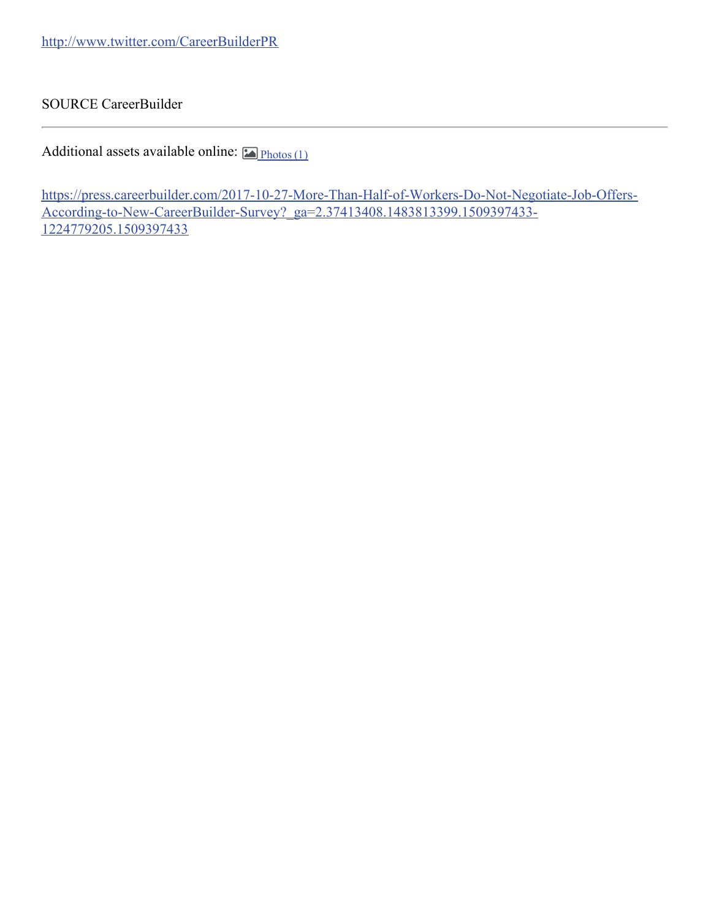http://www.twitter.com/CareerBuilderPR

SOURCE CareerBuilder

---

Additional assets available online: Photos (1)

https://press.careerbuilder.com/2017-10-27-More-Than-Half-of-Workers-Do-Not-Negotiate-Job-Offers-According-to-New-CareerBuilder-Survey?_ga=2.37413408.1483813399.1509397433-1224779205.1509397433